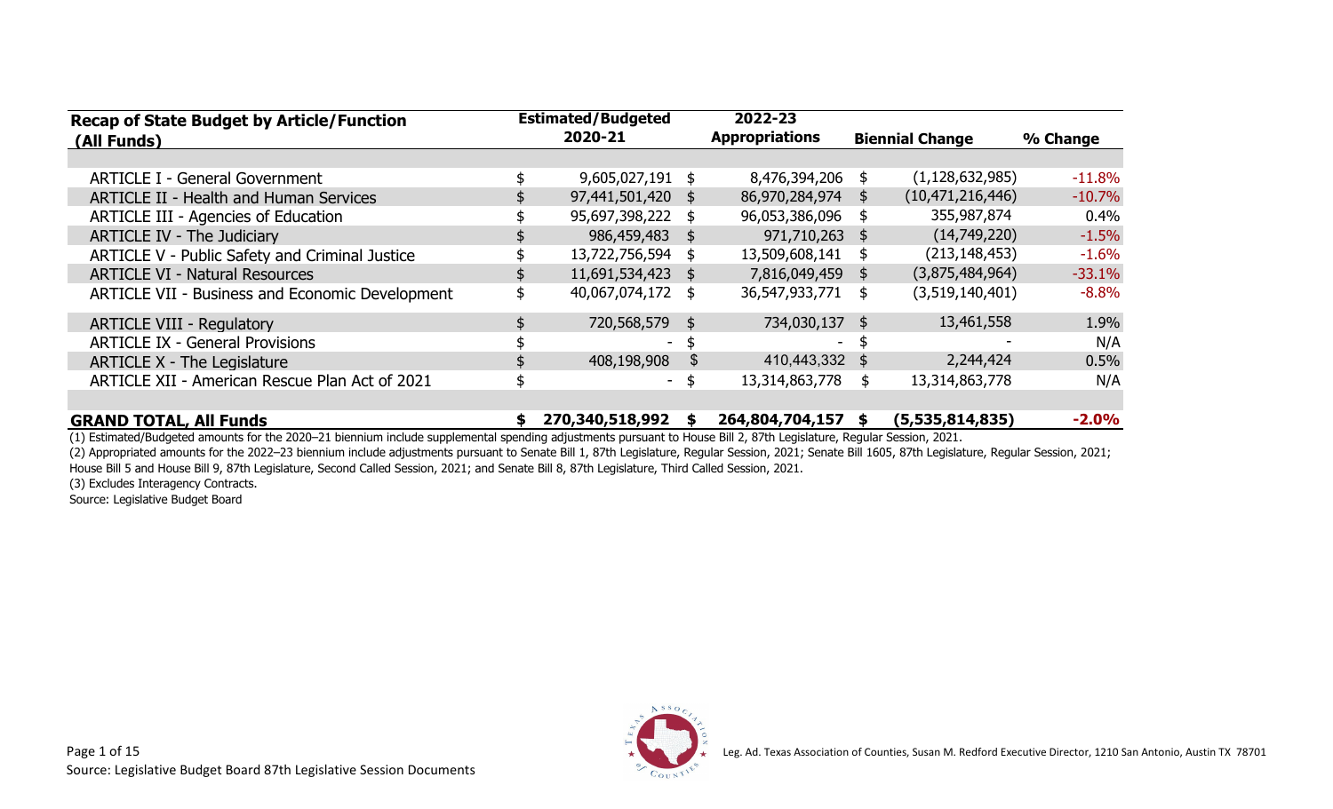| Recap of State Budget by Article/Function (All Funds) | Estimated/Budgeted 2020-21 | 2022-23 Appropriations | Biennial Change | % Change |
|---|---|---|---|---|
| ARTICLE I - General Government | $ 9,605,027,191 | $ 8,476,394,206 | $ (1,128,632,985) | -11.8% |
| ARTICLE II - Health and Human Services | $ 97,441,501,420 | $ 86,970,284,974 | $ (10,471,216,446) | -10.7% |
| ARTICLE III - Agencies of Education | $ 95,697,398,222 | $ 96,053,386,096 | $ 355,987,874 | 0.4% |
| ARTICLE IV - The Judiciary | $ 986,459,483 | $ 971,710,263 | $ (14,749,220) | -1.5% |
| ARTICLE V - Public Safety and Criminal Justice | $ 13,722,756,594 | $ 13,509,608,141 | $ (213,148,453) | -1.6% |
| ARTICLE VI - Natural Resources | $ 11,691,534,423 | $ 7,816,049,459 | $ (3,875,484,964) | -33.1% |
| ARTICLE VII - Business and Economic Development | $ 40,067,074,172 | $ 36,547,933,771 | $ (3,519,140,401) | -8.8% |
| ARTICLE VIII - Regulatory | $ 720,568,579 | $ 734,030,137 | $ 13,461,558 | 1.9% |
| ARTICLE IX - General Provisions | $ - | $ - | $ - | N/A |
| ARTICLE X - The Legislature | $ 408,198,908 | $ 410,443,332 | $ 2,244,424 | 0.5% |
| ARTICLE XII - American Rescue Plan Act of 2021 | $ - | $ 13,314,863,778 | $ 13,314,863,778 | N/A |
| **GRAND TOTAL, All Funds** | **$ 270,340,518,992** | **$ 264,804,704,157** | **$ (5,535,814,835)** | **-2.0%** |

(1) Estimated/Budgeted amounts for the 2020–21 biennium include supplemental spending adjustments pursuant to House Bill 2, 87th Legislature, Regular Session, 2021.

(2) Appropriated amounts for the 2022–23 biennium include adjustments pursuant to Senate Bill 1, 87th Legislature, Regular Session, 2021; Senate Bill 1605, 87th Legislature, Regular Session, 2021; House Bill 5 and House Bill 9, 87th Legislature, Second Called Session, 2021; and Senate Bill 8, 87th Legislature, Third Called Session, 2021.

(3) Excludes Interagency Contracts.

Source: Legislative Budget Board

Source: Legislative Budget Board 87th Legislative Session Documents

Leg. Ad. Texas Association of Counties, Susan M. Redford Executive Director, 1210 San Antonio, Austin TX 78701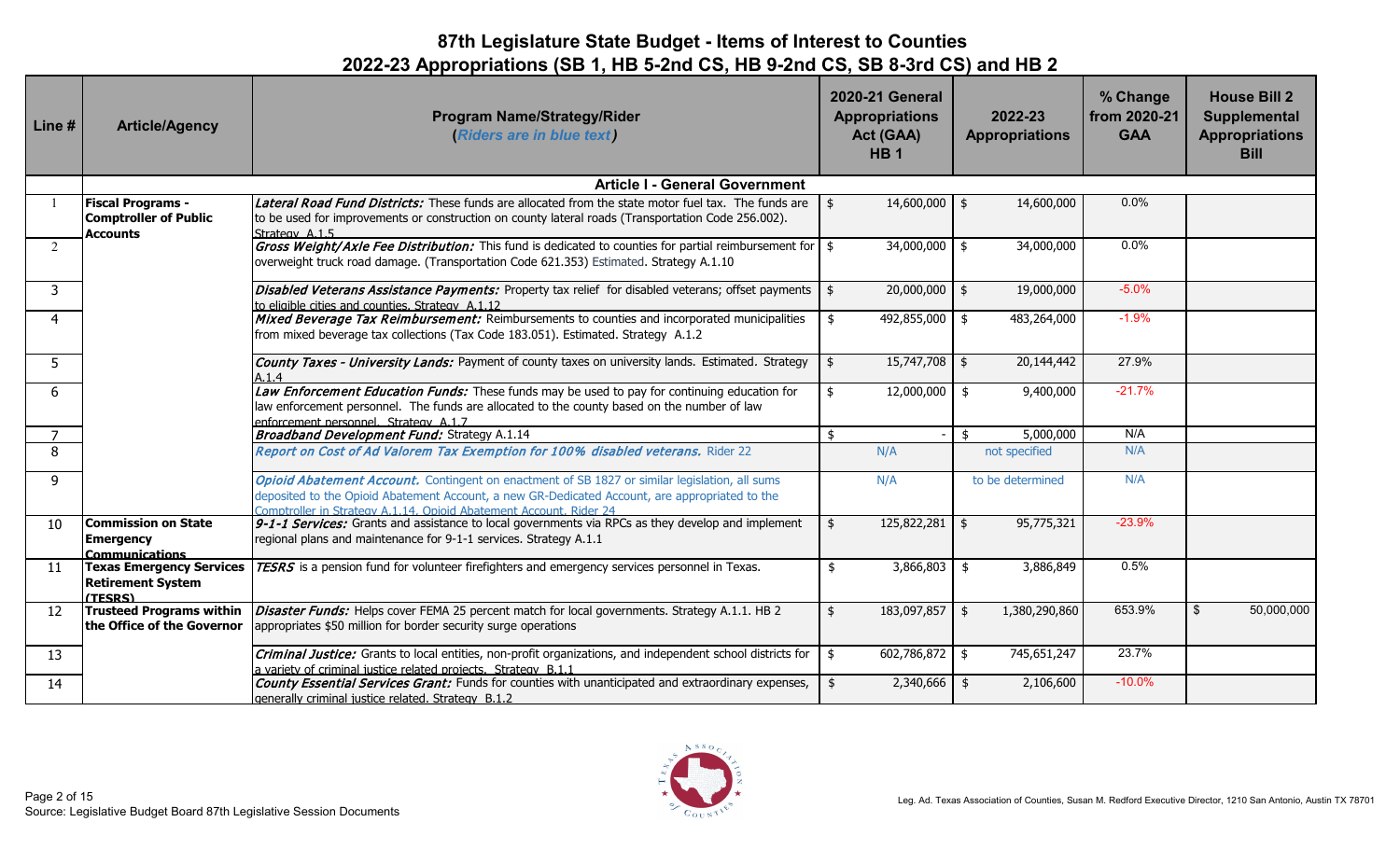# 87th Legislature State Budget - Items of Interest to Counties

## 2022-23 Appropriations (SB 1, HB 5-2nd CS, HB 9-2nd CS, SB 8-3rd CS) and HB 2

| Line # | Article/Agency | Program Name/Strategy/Rider (*Riders are in blue text*) | 2020-21 General Appropriations Act (GAA) HB 1 | 2022-23 Appropriations | % Change from 2020-21 GAA | House Bill 2 Supplemental Appropriations Bill |
|---|---|---|---|---|---|---|
| | | **Article I - General Government** | | | | |
| 1 | **Fiscal Programs - Comptroller of Public Accounts** | ***Lateral Road Fund Districts:*** These funds are allocated from the state motor fuel tax. The funds are to be used for improvements or construction on county lateral roads (Transportation Code 256.002). Strategy A.1.5 | $ 14,600,000 | $ 14,600,000 | 0.0% | |
| 2 | | ***Gross Weight/Axle Fee Distribution:*** This fund is dedicated to counties for partial reimbursement for overweight truck road damage. (Transportation Code 621.353) Estimated. Strategy A.1.10 | $ 34,000,000 | $ 34,000,000 | 0.0% | |
| 3 | | ***Disabled Veterans Assistance Payments:*** Property tax relief for disabled veterans; offset payments to eligible cities and counties. Strategy A.1.12 | $ 20,000,000 | $ 19,000,000 | -5.0% | |
| 4 | | ***Mixed Beverage Tax Reimbursement:*** Reimbursements to counties and incorporated municipalities from mixed beverage tax collections (Tax Code 183.051). Estimated. Strategy A.1.2 | $ 492,855,000 | $ 483,264,000 | -1.9% | |
| 5 | | ***County Taxes - University Lands:*** Payment of county taxes on university lands. Estimated. Strategy A.1.4 | $ 15,747,708 | $ 20,144,442 | 27.9% | |
| 6 | | ***Law Enforcement Education Funds:*** These funds may be used to pay for continuing education for law enforcement personnel. The funds are allocated to the county based on the number of law enforcement personnel. Strategy A.1.7 | $ 12,000,000 | $ 9,400,000 | -21.7% | |
| 7 | | ***Broadband Development Fund:*** Strategy A.1.14 | $ - | $ 5,000,000 | N/A | |
| 8 | | ***Report on Cost of Ad Valorem Tax Exemption for 100% disabled veterans.*** Rider 22 | N/A | not specified | N/A | |
| 9 | | ***Opioid Abatement Account.*** Contingent on enactment of SB 1827 or similar legislation, all sums deposited to the Opioid Abatement Account, a new GR-Dedicated Account, are appropriated to the Comptroller in Strategy A.1.14, Opioid Abatement Account. Rider 24 | N/A | to be determined | N/A | |
| 10 | **Commission on State Emergency Communications** | ***9-1-1 Services:*** Grants and assistance to local governments via RPCs as they develop and implement regional plans and maintenance for 9-1-1 services. Strategy A.1.1 | $ 125,822,281 | $ 95,775,321 | -23.9% | |
| 11 | **Texas Emergency Services Retirement System (TESRS)** | ***TESRS*** is a pension fund for volunteer firefighters and emergency services personnel in Texas. | $ 3,866,803 | $ 3,886,849 | 0.5% | |
| 12 | **Trusteed Programs within the Office of the Governor** | ***Disaster Funds:*** Helps cover FEMA 25 percent match for local governments. Strategy A.1.1. HB 2 appropriates $50 million for border security surge operations | $ 183,097,857 | $ 1,380,290,860 | 653.9% | $ 50,000,000 |
| 13 | | ***Criminal Justice:*** Grants to local entities, non-profit organizations, and independent school districts for a variety of criminal justice related projects. Strategy B.1.1 | $ 602,786,872 | $ 745,651,247 | 23.7% | |
| 14 | | ***County Essential Services Grant:*** Funds for counties with unanticipated and extraordinary expenses, generally criminal justice related. Strategy B.1.2 | $ 2,340,666 | $ 2,106,600 | -10.0% | |

Source: Legislative Budget Board 87th Legislative Session Documents

Leg. Ad. Texas Association of Counties, Susan M. Redford Executive Director, 1210 San Antonio, Austin TX 78701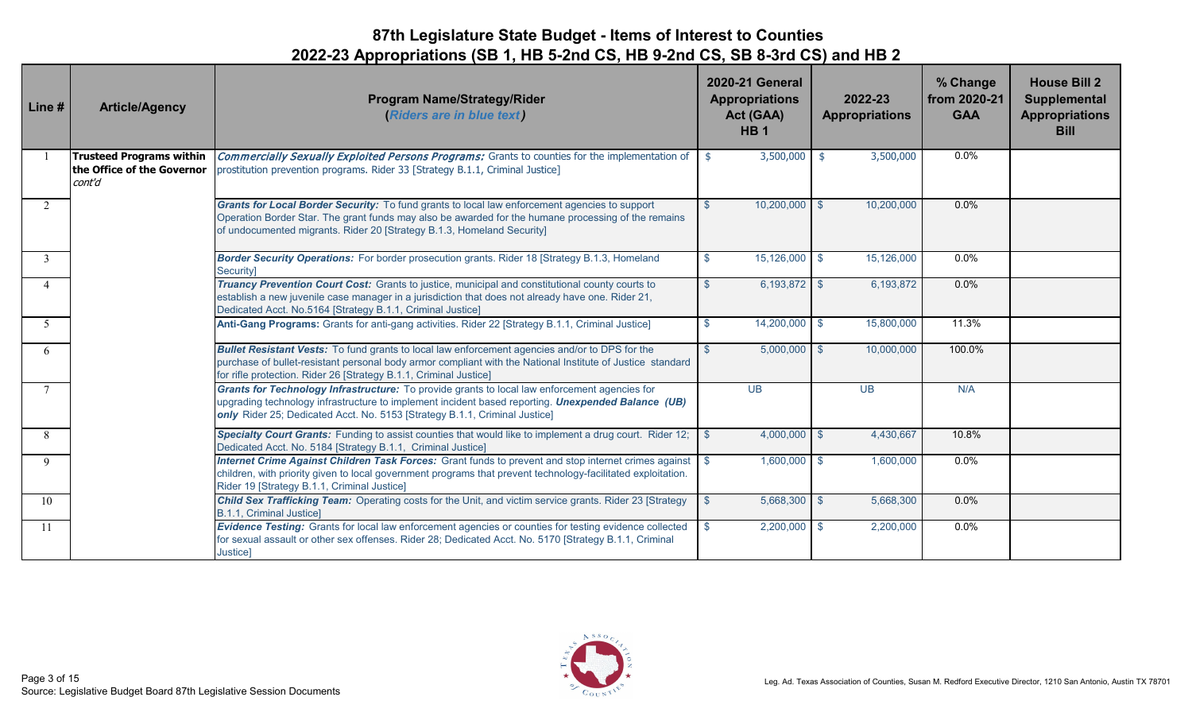# 87th Legislature State Budget - Items of Interest to Counties

## 2022-23 Appropriations (SB 1, HB 5-2nd CS, HB 9-2nd CS, SB 8-3rd CS) and HB 2

| Line # | Article/Agency | Program Name/Strategy/Rider (*Riders are in blue text*) | 2020-21 General Appropriations Act (GAA) HB 1 | 2022-23 Appropriations | % Change from 2020-21 GAA | House Bill 2 Supplemental Appropriations Bill |
|---|---|---|---|---|---|---|
| 1 | **Trusteed Programs within the Office of the Governor** *cont'd* | ***Commercially Sexually Exploited Persons Programs:*** Grants to counties for the implementation of prostitution prevention programs. Rider 33 [Strategy B.1.1, Criminal Justice] | $ 3,500,000 | $ 3,500,000 | 0.0% | |
| 2 | | ***Grants for Local Border Security:*** To fund grants to local law enforcement agencies to support Operation Border Star. The grant funds may also be awarded for the humane processing of the remains of undocumented migrants. Rider 20 [Strategy B.1.3, Homeland Security] | $ 10,200,000 | $ 10,200,000 | 0.0% | |
| 3 | | ***Border Security Operations:*** For border prosecution grants. Rider 18 [Strategy B.1.3, Homeland Security] | $ 15,126,000 | $ 15,126,000 | 0.0% | |
| 4 | | ***Truancy Prevention Court Cost:*** Grants to justice, municipal and constitutional county courts to establish a new juvenile case manager in a jurisdiction that does not already have one. Rider 21, Dedicated Acct. No.5164 [Strategy B.1.1, Criminal Justice] | $ 6,193,872 | $ 6,193,872 | 0.0% | |
| 5 | | **Anti-Gang Programs:** Grants for anti-gang activities. Rider 22 [Strategy B.1.1, Criminal Justice] | $ 14,200,000 | $ 15,800,000 | 11.3% | |
| 6 | | ***Bullet Resistant Vests:*** To fund grants to local law enforcement agencies and/or to DPS for the purchase of bullet-resistant personal body armor compliant with the National Institute of Justice standard for rifle protection. Rider 26 [Strategy B.1.1, Criminal Justice] | $ 5,000,000 | $ 10,000,000 | 100.0% | |
| 7 | | ***Grants for Technology Infrastructure:*** To provide grants to local law enforcement agencies for upgrading technology infrastructure to implement incident based reporting. ***Unexpended Balance (UB) only*** Rider 25; Dedicated Acct. No. 5153 [Strategy B.1.1, Criminal Justice] | UB | UB | N/A | |
| 8 | | ***Specialty Court Grants:*** Funding to assist counties that would like to implement a drug court. Rider 12; Dedicated Acct. No. 5184 [Strategy B.1.1, Criminal Justice] | $ 4,000,000 | $ 4,430,667 | 10.8% | |
| 9 | | ***Internet Crime Against Children Task Forces:*** Grant funds to prevent and stop internet crimes against children, with priority given to local government programs that prevent technology-facilitated exploitation. Rider 19 [Strategy B.1.1, Criminal Justice] | $ 1,600,000 | $ 1,600,000 | 0.0% | |
| 10 | | ***Child Sex Trafficking Team:*** Operating costs for the Unit, and victim service grants. Rider 23 [Strategy B.1.1, Criminal Justice] | $ 5,668,300 | $ 5,668,300 | 0.0% | |
| 11 | | ***Evidence Testing:*** Grants for local law enforcement agencies or counties for testing evidence collected for sexual assault or other sex offenses. Rider 28; Dedicated Acct. No. 5170 [Strategy B.1.1, Criminal Justice] | $ 2,200,000 | $ 2,200,000 | 0.0% | |

Source: Legislative Budget Board 87th Legislative Session Documents

Leg. Ad. Texas Association of Counties, Susan M. Redford Executive Director, 1210 San Antonio, Austin TX 78701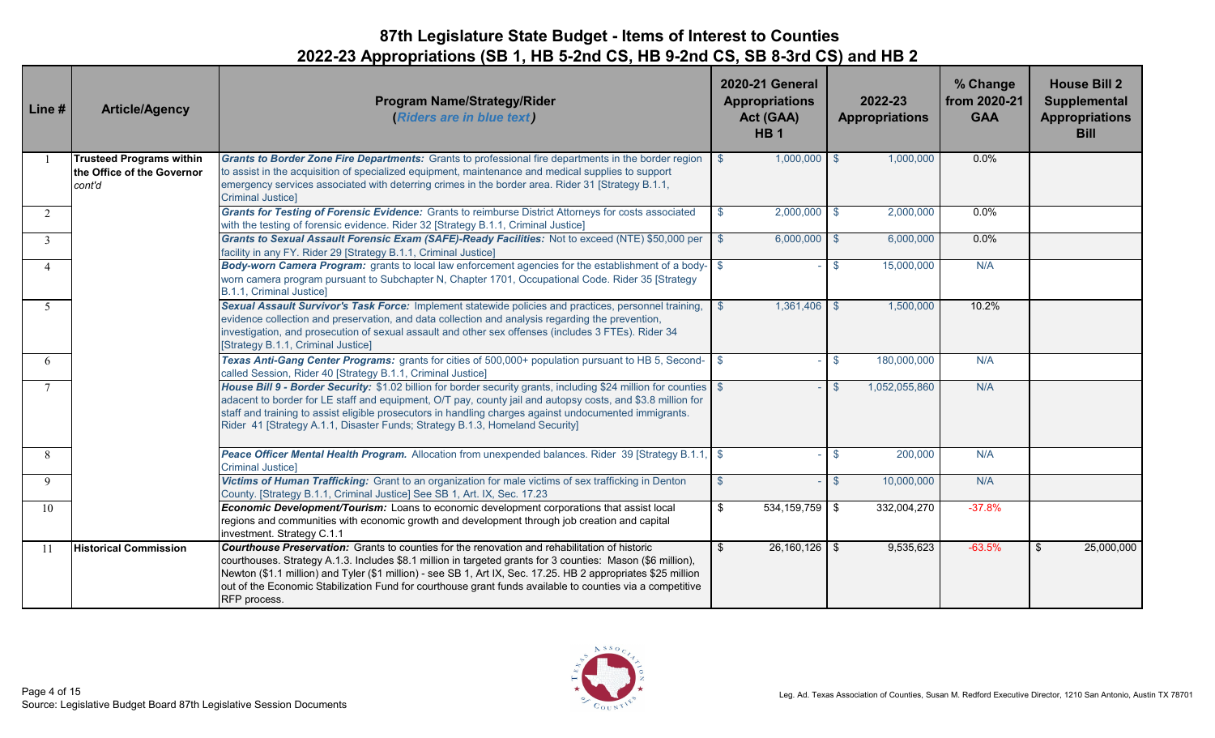# 87th Legislature State Budget - Items of Interest to Counties

## 2022-23 Appropriations (SB 1, HB 5-2nd CS, HB 9-2nd CS, SB 8-3rd CS) and HB 2

| Line # | Article/Agency | Program Name/Strategy/Rider (*Riders are in blue text*) | 2020-21 General Appropriations Act (GAA) HB 1 | 2022-23 Appropriations | % Change from 2020-21 GAA | House Bill 2 Supplemental Appropriations Bill |
|---|---|---|---|---|---|---|
| 1 | **Trusteed Programs within the Office of the Governor** *cont'd* | ***Grants to Border Zone Fire Departments:*** Grants to professional fire departments in the border region to assist in the acquisition of specialized equipment, maintenance and medical supplies to support emergency services associated with deterring crimes in the border area. Rider 31 [Strategy B.1.1, Criminal Justice] | $ 1,000,000 | $ 1,000,000 | 0.0% | |
| 2 | | ***Grants for Testing of Forensic Evidence:*** Grants to reimburse District Attorneys for costs associated with the testing of forensic evidence. Rider 32 [Strategy B.1.1, Criminal Justice] | $ 2,000,000 | $ 2,000,000 | 0.0% | |
| 3 | | ***Grants to Sexual Assault Forensic Exam (SAFE)-Ready Facilities:*** Not to exceed (NTE) $50,000 per facility in any FY. Rider 29 [Strategy B.1.1, Criminal Justice] | $ 6,000,000 | $ 6,000,000 | 0.0% | |
| 4 | | ***Body-worn Camera Program:*** grants to local law enforcement agencies for the establishment of a body-worn camera program pursuant to Subchapter N, Chapter 1701, Occupational Code. Rider 35 [Strategy B.1.1, Criminal Justice] | $ - | $ 15,000,000 | N/A | |
| 5 | | ***Sexual Assault Survivor's Task Force:*** Implement statewide policies and practices, personnel training, evidence collection and preservation, and data collection and analysis regarding the prevention, investigation, and prosecution of sexual assault and other sex offenses (includes 3 FTEs). Rider 34 [Strategy B.1.1, Criminal Justice] | $ 1,361,406 | $ 1,500,000 | 10.2% | |
| 6 | | ***Texas Anti-Gang Center Programs:*** grants for cities of 500,000+ population pursuant to HB 5, Second-called Session, Rider 40 [Strategy B.1.1, Criminal Justice] | $ - | $ 180,000,000 | N/A | |
| 7 | | ***House Bill 9 - Border Security:*** $1.02 billion for border security grants, including $24 million for counties adacent to border for LE staff and equipment, O/T pay, county jail and autopsy costs, and $3.8 million for staff and training to assist eligible prosecutors in handling charges against undocumented immigrants. Rider 41 [Strategy A.1.1, Disaster Funds; Strategy B.1.3, Homeland Security] | $ - | $ 1,052,055,860 | N/A | |
| 8 | | ***Peace Officer Mental Health Program.*** Allocation from unexpended balances. Rider 39 [Strategy B.1.1, Criminal Justice] | $ - | $ 200,000 | N/A | |
| 9 | | ***Victims of Human Trafficking:*** Grant to an organization for male victims of sex trafficking in Denton County. [Strategy B.1.1, Criminal Justice] See SB 1, Art. IX, Sec. 17.23 | $ - | $ 10,000,000 | N/A | |
| 10 | | ***Economic Development/Tourism:*** Loans to economic development corporations that assist local regions and communities with economic growth and development through job creation and capital investment. Strategy C.1.1 | $ 534,159,759 | $ 332,004,270 | -37.8% | |
| 11 | **Historical Commission** | ***Courthouse Preservation:*** Grants to counties for the renovation and rehabilitation of historic courthouses. Strategy A.1.3. Includes $8.1 million in targeted grants for 3 counties: Mason ($6 million), Newton ($1.1 million) and Tyler ($1 million) - see SB 1, Art IX, Sec. 17.25. HB 2 appropriates $25 million out of the Economic Stabilization Fund for courthouse grant funds available to counties via a competitive RFP process. | $ 26,160,126 | $ 9,535,623 | -63.5% | $ 25,000,000 |

Source: Legislative Budget Board 87th Legislative Session Documents

Leg. Ad. Texas Association of Counties, Susan M. Redford Executive Director, 1210 San Antonio, Austin TX 78701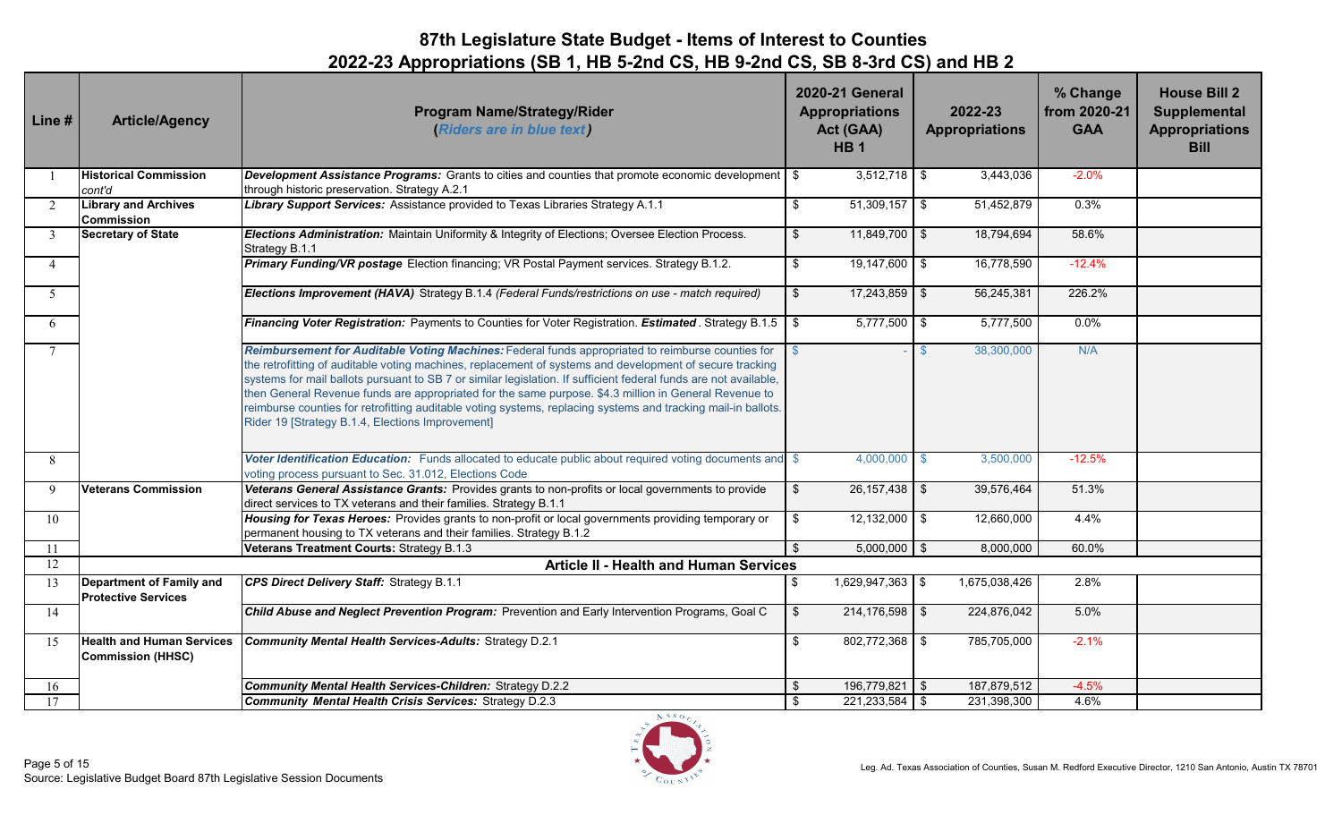# 87th Legislature State Budget - Items of Interest to Counties

## 2022-23 Appropriations (SB 1, HB 5-2nd CS, HB 9-2nd CS, SB 8-3rd CS) and HB 2

| Line # | Article/Agency | Program Name/Strategy/Rider (*Riders are in blue text*) | 2020-21 General Appropriations Act (GAA) HB 1 | 2022-23 Appropriations | % Change from 2020-21 GAA | House Bill 2 Supplemental Appropriations Bill |
|---|---|---|---|---|---|---|
| 1 | **Historical Commission** *cont'd* | ***Development Assistance Programs:*** Grants to cities and counties that promote economic development through historic preservation. Strategy A.2.1 | $ 3,512,718 | $ 3,443,036 | -2.0% | |
| 2 | **Library and Archives Commission** | ***Library Support Services:*** Assistance provided to Texas Libraries Strategy A.1.1 | $ 51,309,157 | $ 51,452,879 | 0.3% | |
| 3 | **Secretary of State** | ***Elections Administration:*** Maintain Uniformity & Integrity of Elections; Oversee Election Process. Strategy B.1.1 | $ 11,849,700 | $ 18,794,694 | 58.6% | |
| 4 | | ***Primary Funding/VR postage*** Election financing; VR Postal Payment services. Strategy B.1.2. | $ 19,147,600 | $ 16,778,590 | -12.4% | |
| 5 | | ***Elections Improvement (HAVA)*** Strategy B.1.4 *(Federal Funds/restrictions on use - match required)* | $ 17,243,859 | $ 56,245,381 | 226.2% | |
| 6 | | ***Financing Voter Registration:*** Payments to Counties for Voter Registration. ***Estimated***. Strategy B.1.5 | $ 5,777,500 | $ 5,777,500 | 0.0% | |
| 7 | | ***Reimbursement for Auditable Voting Machines:*** Federal funds appropriated to reimburse counties for the retrofitting of auditable voting machines, replacement of systems and development of secure tracking systems for mail ballots pursuant to SB 7 or similar legislation. If sufficient federal funds are not available, then General Revenue funds are appropriated for the same purpose. $4.3 million in General Revenue to reimburse counties for retrofitting auditable voting systems, replacing systems and tracking mail-in ballots. Rider 19 [Strategy B.1.4, Elections Improvement] | $ - | $ 38,300,000 | N/A | |
| 8 | | ***Voter Identification Education:*** Funds allocated to educate public about required voting documents and voting process pursuant to Sec. 31.012, Elections Code | $ 4,000,000 | $ 3,500,000 | -12.5% | |
| 9 | **Veterans Commission** | ***Veterans General Assistance Grants:*** Provides grants to non-profits or local governments to provide direct services to TX veterans and their families. Strategy B.1.1 | $ 26,157,438 | $ 39,576,464 | 51.3% | |
| 10 | | ***Housing for Texas Heroes:*** Provides grants to non-profit or local governments providing temporary or permanent housing to TX veterans and their families. Strategy B.1.2 | $ 12,132,000 | $ 12,660,000 | 4.4% | |
| 11 | | **Veterans Treatment Courts:** Strategy B.1.3 | $ 5,000,000 | $ 8,000,000 | 60.0% | |
| 12 | | **Article II - Health and Human Services** | | | | |
| 13 | **Department of Family and Protective Services** | ***CPS Direct Delivery Staff:*** Strategy B.1.1 | $ 1,629,947,363 | $ 1,675,038,426 | 2.8% | |
| 14 | | ***Child Abuse and Neglect Prevention Program:*** Prevention and Early Intervention Programs, Goal C | $ 214,176,598 | $ 224,876,042 | 5.0% | |
| 15 | **Health and Human Services Commission (HHSC)** | ***Community Mental Health Services-Adults:*** Strategy D.2.1 | $ 802,772,368 | $ 785,705,000 | -2.1% | |
| 16 | | ***Community Mental Health Services-Children:*** Strategy D.2.2 | $ 196,779,821 | $ 187,879,512 | -4.5% | |
| 17 | | ***Community Mental Health Crisis Services:*** Strategy D.2.3 | $ 221,233,584 | $ 231,398,300 | 4.6% | |

Source: Legislative Budget Board 87th Legislative Session Documents

Leg. Ad. Texas Association of Counties, Susan M. Redford Executive Director, 1210 San Antonio, Austin TX 78701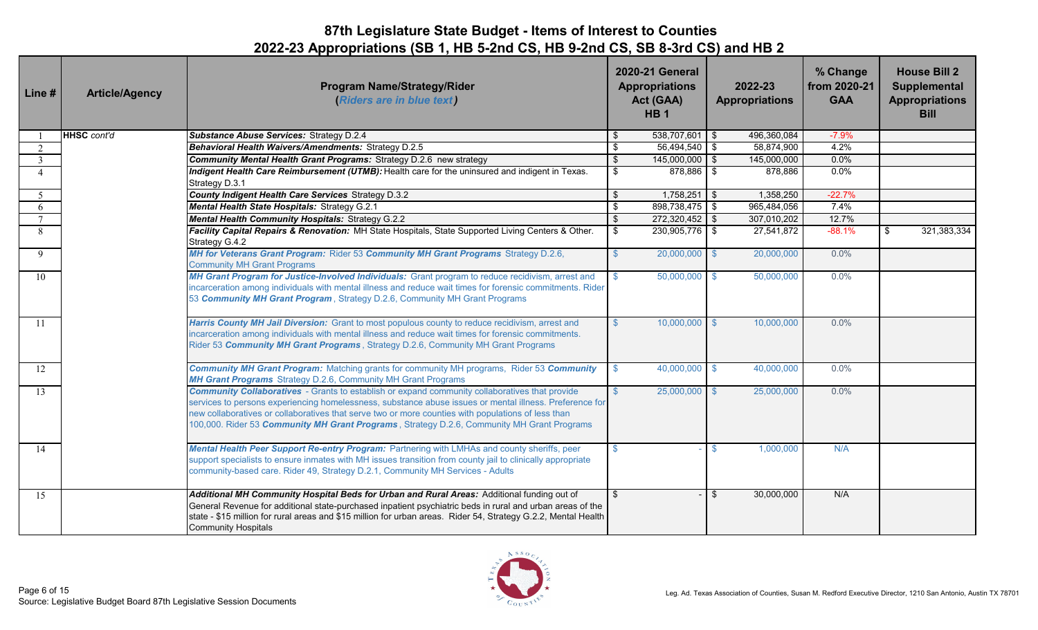# 87th Legislature State Budget - Items of Interest to Counties

## 2022-23 Appropriations (SB 1, HB 5-2nd CS, HB 9-2nd CS, SB 8-3rd CS) and HB 2

| Line # | Article/Agency | Program Name/Strategy/Rider (*Riders are in blue text*) | 2020-21 General Appropriations Act (GAA) HB 1 | 2022-23 Appropriations | % Change from 2020-21 GAA | House Bill 2 Supplemental Appropriations Bill |
|---|---|---|---|---|---|---|
| 1 | **HHSC** *cont'd* | ***Substance Abuse Services:*** Strategy D.2.4 | $ 538,707,601 | $ 496,360,084 | -7.9% | |
| 2 | | ***Behavioral Health Waivers/Amendments:*** Strategy D.2.5 | $ 56,494,540 | $ 58,874,900 | 4.2% | |
| 3 | | ***Community Mental Health Grant Programs:*** Strategy D.2.6 new strategy | $ 145,000,000 | $ 145,000,000 | 0.0% | |
| 4 | | ***Indigent Health Care Reimbursement (UTMB):*** Health care for the uninsured and indigent in Texas. Strategy D.3.1 | $ 878,886 | $ 878,886 | 0.0% | |
| 5 | | ***County Indigent Health Care Services*** Strategy D.3.2 | $ 1,758,251 | $ 1,358,250 | -22.7% | |
| 6 | | ***Mental Health State Hospitals:*** Strategy G.2.1 | $ 898,738,475 | $ 965,484,056 | 7.4% | |
| 7 | | ***Mental Health Community Hospitals:*** Strategy G.2.2 | $ 272,320,452 | $ 307,010,202 | 12.7% | |
| 8 | | ***Facility Capital Repairs & Renovation:*** MH State Hospitals, State Supported Living Centers & Other. Strategy G.4.2 | $ 230,905,776 | $ 27,541,872 | -88.1% | $ 321,383,334 |
| 9 | | ***MH for Veterans Grant Program:*** Rider 53 ***Community MH Grant Programs*** Strategy D.2.6, Community MH Grant Programs | $ 20,000,000 | $ 20,000,000 | 0.0% | |
| 10 | | ***MH Grant Program for Justice-Involved Individuals:*** Grant program to reduce recidivism, arrest and incarceration among individuals with mental illness and reduce wait times for forensic commitments. Rider 53 ***Community MH Grant Program***, Strategy D.2.6, Community MH Grant Programs | $ 50,000,000 | $ 50,000,000 | 0.0% | |
| 11 | | ***Harris County MH Jail Diversion:*** Grant to most populous county to reduce recidivism, arrest, and incarceration among individuals with mental illness and reduce wait times for forensic commitments. Rider 53 ***Community MH Grant Programs***, Strategy D.2.6, Community MH Grant Programs | $ 10,000,000 | $ 10,000,000 | 0.0% | |
| 12 | | ***Community MH Grant Program:*** Matching grants for community MH programs, Rider 53 ***Community MH Grant Programs*** Strategy D.2.6, Community MH Grant Programs | $ 40,000,000 | $ 40,000,000 | 0.0% | |
| 13 | | ***Community Collaboratives*** - Grants to establish or expand community collaboratives that provide services to persons experiencing homelessness, substance abuse issues or mental illness. Preference for new collaboratives or collaboratives that serve two or more counties with populations of less than 100,000. Rider 53 ***Community MH Grant Programs***, Strategy D.2.6, Community MH Grant Programs | $ 25,000,000 | $ 25,000,000 | 0.0% | |
| 14 | | ***Mental Health Peer Support Re-entry Program:*** Partnering with LMHAs and county sheriffs, peer support specialists to ensure inmates with MH issues transition from county jail to clinically appropriate community-based care. Rider 49, Strategy D.2.1, Community MH Services - Adults | $ - | $ 1,000,000 | N/A | |
| 15 | | ***Additional MH Community Hospital Beds for Urban and Rural Areas:*** Additional funding out of General Revenue for additional state-purchased inpatient psychiatric beds in rural and urban areas of the state - $15 million for rural areas and $15 million for urban areas. Rider 54, Strategy G.2.2, Mental Health Community Hospitals | $ - | $ 30,000,000 | N/A | |

Source: Legislative Budget Board 87th Legislative Session Documents

Leg. Ad. Texas Association of Counties, Susan M. Redford Executive Director, 1210 San Antonio, Austin TX 78701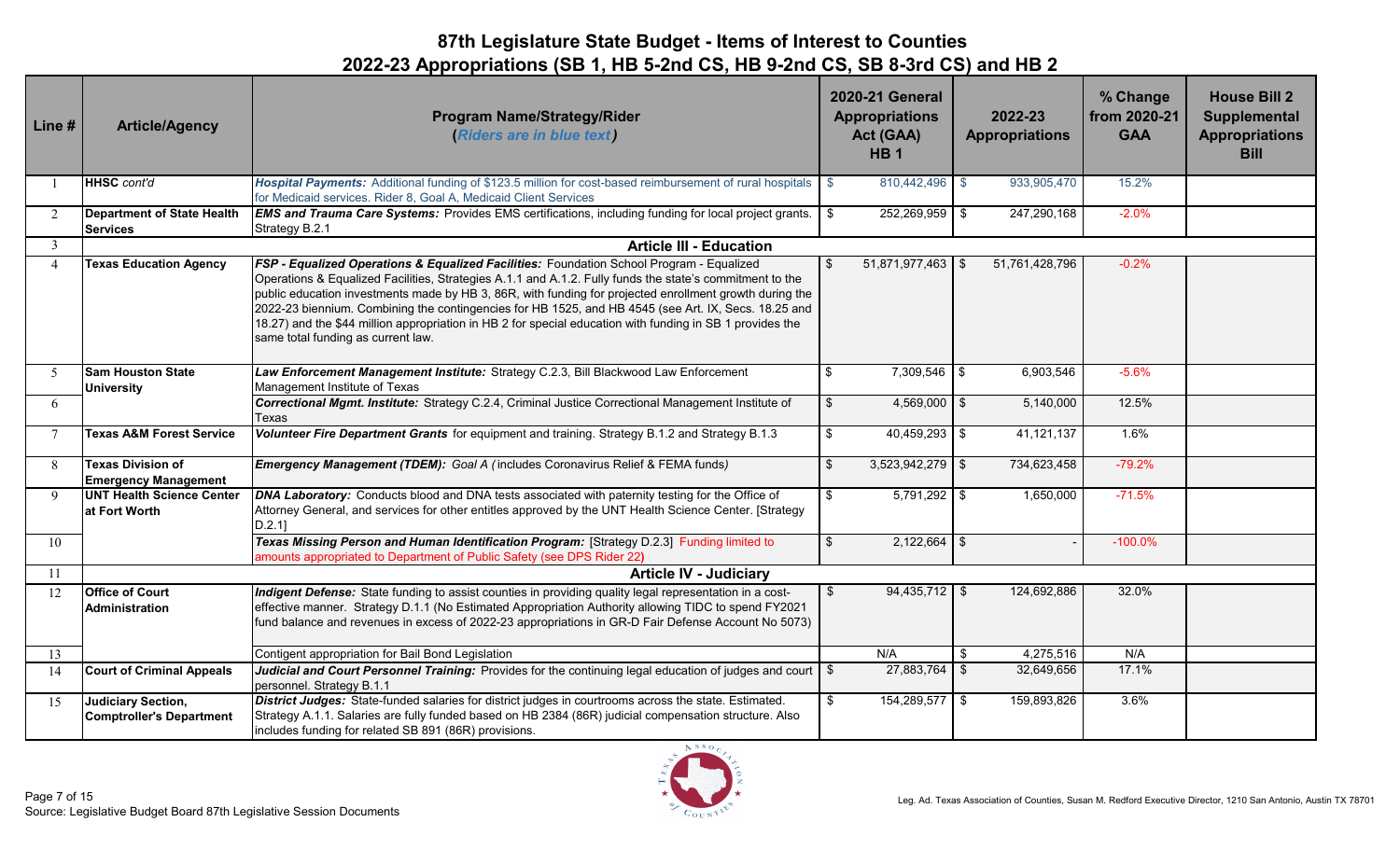# 87th Legislature State Budget - Items of Interest to Counties

## 2022-23 Appropriations (SB 1, HB 5-2nd CS, HB 9-2nd CS, SB 8-3rd CS) and HB 2

| Line # | Article/Agency | Program Name/Strategy/Rider (*Riders are in blue text*) | 2020-21 General Appropriations Act (GAA) HB 1 | 2022-23 Appropriations | % Change from 2020-21 GAA | House Bill 2 Supplemental Appropriations Bill |
|---|---|---|---|---|---|---|
| 1 | **HHSC** *cont'd* | ***Hospital Payments:*** Additional funding of $123.5 million for cost-based reimbursement of rural hospitals for Medicaid services. Rider 8, Goal A, Medicaid Client Services | $ 810,442,496 | $ 933,905,470 | 15.2% | |
| 2 | **Department of State Health Services** | ***EMS and Trauma Care Systems:*** Provides EMS certifications, including funding for local project grants. Strategy B.2.1 | $ 252,269,959 | $ 247,290,168 | -2.0% | |
| 3 | | **Article III - Education** | | | | |
| 4 | **Texas Education Agency** | ***FSP - Equalized Operations & Equalized Facilities:*** Foundation School Program - Equalized Operations & Equalized Facilities, Strategies A.1.1 and A.1.2. Fully funds the state's commitment to the public education investments made by HB 3, 86R, with funding for projected enrollment growth during the 2022-23 biennium. Combining the contingencies for HB 1525, and HB 4545 (see Art. IX, Secs. 18.25 and 18.27) and the $44 million appropriation in HB 2 for special education with funding in SB 1 provides the same total funding as current law. | $ 51,871,977,463 | $ 51,761,428,796 | -0.2% | |
| 5 | **Sam Houston State University** | ***Law Enforcement Management Institute:*** Strategy C.2.3, Bill Blackwood Law Enforcement Management Institute of Texas | $ 7,309,546 | $ 6,903,546 | -5.6% | |
| 6 | | ***Correctional Mgmt. Institute:*** Strategy C.2.4, Criminal Justice Correctional Management Institute of Texas | $ 4,569,000 | $ 5,140,000 | 12.5% | |
| 7 | **Texas A&M Forest Service** | ***Volunteer Fire Department Grants*** for equipment and training. Strategy B.1.2 and Strategy B.1.3 | $ 40,459,293 | $ 41,121,137 | 1.6% | |
| 8 | **Texas Division of Emergency Management** | ***Emergency Management (TDEM):*** *Goal A (includes Coronavirus Relief & FEMA funds)* | $ 3,523,942,279 | $ 734,623,458 | -79.2% | |
| 9 | **UNT Health Science Center at Fort Worth** | ***DNA Laboratory:*** Conducts blood and DNA tests associated with paternity testing for the Office of Attorney General, and services for other entitles approved by the UNT Health Science Center. [Strategy D.2.1] | $ 5,791,292 | $ 1,650,000 | -71.5% | |
| 10 | | ***Texas Missing Person and Human Identification Program:*** [Strategy D.2.3] Funding limited to amounts appropriated to Department of Public Safety (see DPS Rider 22) | $ 2,122,664 | $ - | -100.0% | |
| 11 | | **Article IV - Judiciary** | | | | |
| 12 | **Office of Court Administration** | ***Indigent Defense:*** State funding to assist counties in providing quality legal representation in a cost-effective manner. Strategy D.1.1 (No Estimated Appropriation Authority allowing TIDC to spend FY2021 fund balance and revenues in excess of 2022-23 appropriations in GR-D Fair Defense Account No 5073) | $ 94,435,712 | $ 124,692,886 | 32.0% | |
| 13 | | Contigent appropriation for Bail Bond Legislation | N/A | $ 4,275,516 | N/A | |
| 14 | **Court of Criminal Appeals** | ***Judicial and Court Personnel Training:*** Provides for the continuing legal education of judges and court personnel. Strategy B.1.1 | $ 27,883,764 | $ 32,649,656 | 17.1% | |
| 15 | **Judiciary Section, Comptroller's Department** | ***District Judges:*** State-funded salaries for district judges in courtrooms across the state. Estimated. Strategy A.1.1. Salaries are fully funded based on HB 2384 (86R) judicial compensation structure. Also includes funding for related SB 891 (86R) provisions. | $ 154,289,577 | $ 159,893,826 | 3.6% | |

Source: Legislative Budget Board 87th Legislative Session Documents

Leg. Ad. Texas Association of Counties, Susan M. Redford Executive Director, 1210 San Antonio, Austin TX 78701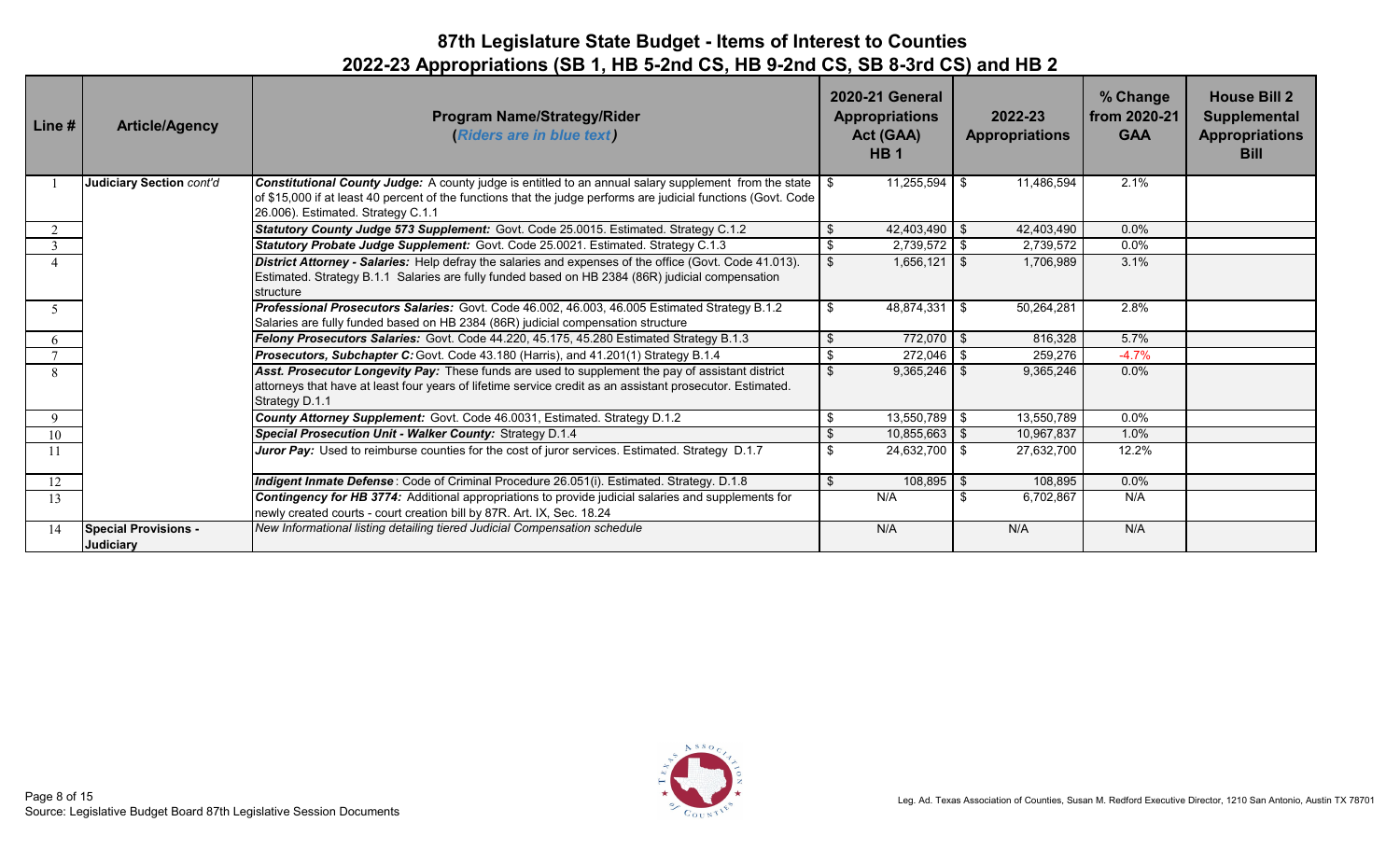# 87th Legislature State Budget - Items of Interest to Counties
## 2022-23 Appropriations (SB 1, HB 5-2nd CS, HB 9-2nd CS, SB 8-3rd CS) and HB 2

| Line # | Article/Agency | Program Name/Strategy/Rider (*Riders are in blue text*) | 2020-21 General Appropriations Act (GAA) HB 1 | 2022-23 Appropriations | % Change from 2020-21 GAA | House Bill 2 Supplemental Appropriations Bill |
|---|---|---|---|---|---|---|
| 1 | **Judiciary Section** *cont'd* | ***Constitutional County Judge:*** A county judge is entitled to an annual salary supplement from the state of $15,000 if at least 40 percent of the functions that the judge performs are judicial functions (Govt. Code 26.006). Estimated. Strategy C.1.1 | $ 11,255,594 | $ 11,486,594 | 2.1% | |
| 2 | | ***Statutory County Judge 573 Supplement:*** Govt. Code 25.0015. Estimated. Strategy C.1.2 | $ 42,403,490 | $ 42,403,490 | 0.0% | |
| 3 | | ***Statutory Probate Judge Supplement:*** Govt. Code 25.0021. Estimated. Strategy C.1.3 | $ 2,739,572 | $ 2,739,572 | 0.0% | |
| 4 | | ***District Attorney - Salaries:*** Help defray the salaries and expenses of the office (Govt. Code 41.013). Estimated. Strategy B.1.1 Salaries are fully funded based on HB 2384 (86R) judicial compensation structure | $ 1,656,121 | $ 1,706,989 | 3.1% | |
| 5 | | ***Professional Prosecutors Salaries:*** Govt. Code 46.002, 46.003, 46.005 Estimated Strategy B.1.2 Salaries are fully funded based on HB 2384 (86R) judicial compensation structure | $ 48,874,331 | $ 50,264,281 | 2.8% | |
| 6 | | ***Felony Prosecutors Salaries:*** Govt. Code 44.220, 45.175, 45.280 Estimated Strategy B.1.3 | $ 772,070 | $ 816,328 | 5.7% | |
| 7 | | ***Prosecutors, Subchapter C:*** Govt. Code 43.180 (Harris), and 41.201(1) Strategy B.1.4 | $ 272,046 | $ 259,276 | -4.7% | |
| 8 | | ***Asst. Prosecutor Longevity Pay:*** These funds are used to supplement the pay of assistant district attorneys that have at least four years of lifetime service credit as an assistant prosecutor. Estimated. Strategy D.1.1 | $ 9,365,246 | $ 9,365,246 | 0.0% | |
| 9 | | ***County Attorney Supplement:*** Govt. Code 46.0031, Estimated. Strategy D.1.2 | $ 13,550,789 | $ 13,550,789 | 0.0% | |
| 10 | | ***Special Prosecution Unit - Walker County:*** Strategy D.1.4 | $ 10,855,663 | $ 10,967,837 | 1.0% | |
| 11 | | ***Juror Pay:*** Used to reimburse counties for the cost of juror services. Estimated. Strategy D.1.7 | $ 24,632,700 | $ 27,632,700 | 12.2% | |
| 12 | | ***Indigent Inmate Defense***: Code of Criminal Procedure 26.051(i). Estimated. Strategy. D.1.8 | $ 108,895 | $ 108,895 | 0.0% | |
| 13 | | ***Contingency for HB 3774:*** Additional appropriations to provide judicial salaries and supplements for newly created courts - court creation bill by 87R. Art. IX, Sec. 18.24 | N/A | $ 6,702,867 | N/A | |
| 14 | **Special Provisions - Judiciary** | *New Informational listing detailing tiered Judicial Compensation schedule* | N/A | N/A | N/A | |

Source: Legislative Budget Board 87th Legislative Session Documents

Leg. Ad. Texas Association of Counties, Susan M. Redford Executive Director, 1210 San Antonio, Austin TX 78701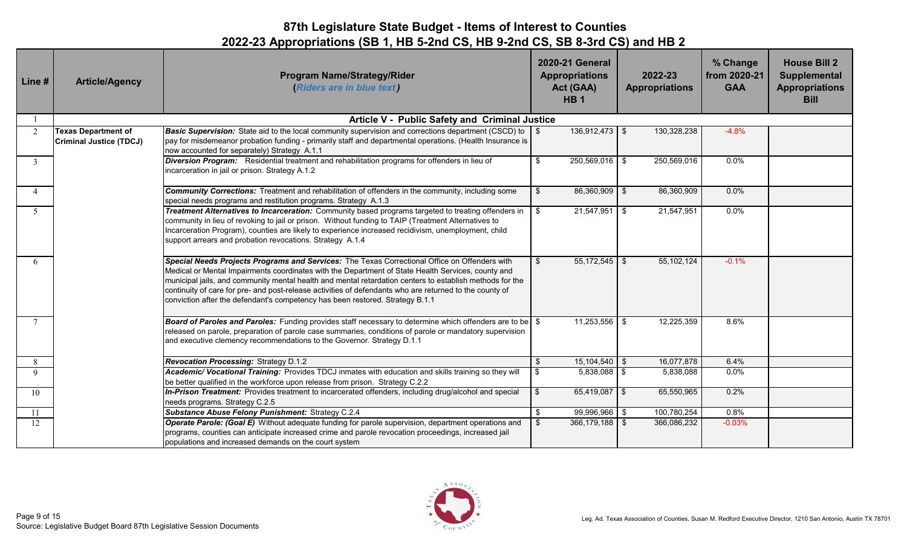# 87th Legislature State Budget - Items of Interest to Counties

## 2022-23 Appropriations (SB 1, HB 5-2nd CS, HB 9-2nd CS, SB 8-3rd CS) and HB 2

| Line # | Article/Agency | Program Name/Strategy/Rider (*Riders are in blue text*) | 2020-21 General Appropriations Act (GAA) HB 1 | 2022-23 Appropriations | % Change from 2020-21 GAA | House Bill 2 Supplemental Appropriations Bill |
|---|---|---|---|---|---|---|
| 1 | | **Article V - Public Safety and Criminal Justice** | | | | |
| 2 | **Texas Department of Criminal Justice (TDCJ)** | ***Basic Supervision:*** State aid to the local community supervision and corrections department (CSCD) to pay for misdemeanor probation funding - primarily staff and departmental operations. (Health Insurance is now accounted for separately) Strategy A.1.1 | $ 136,912,473 | $ 130,328,238 | -4.8% | |
| 3 | | ***Diversion Program:*** Residential treatment and rehabilitation programs for offenders in lieu of incarceration in jail or prison. Strategy A.1.2 | $ 250,569,016 | $ 250,569,016 | 0.0% | |
| 4 | | ***Community Corrections:*** Treatment and rehabilitation of offenders in the community, including some special needs programs and restitution programs. Strategy A.1.3 | $ 86,360,909 | $ 86,360,909 | 0.0% | |
| 5 | | ***Treatment Alternatives to Incarceration:*** Community based programs targeted to treating offenders in community in lieu of revoking to jail or prison. Without funding to TAIP (Treatment Alternatives to Incarceration Program), counties are likely to experience increased recidivism, unemployment, child support arrears and probation revocations. Strategy A.1.4 | $ 21,547,951 | $ 21,547,951 | 0.0% | |
| 6 | | ***Special Needs Projects Programs and Services:*** The Texas Correctional Office on Offenders with Medical or Mental Impairments coordinates with the Department of State Health Services, county and municipal jails, and community mental health and mental retardation centers to establish methods for the continuity of care for pre- and post-release activities of defendants who are returned to the county of conviction after the defendant's competency has been restored. Strategy B.1.1 | $ 55,172,545 | $ 55,102,124 | -0.1% | |
| 7 | | ***Board of Paroles and Paroles:*** Funding provides staff necessary to determine which offenders are to be released on parole, preparation of parole case summaries, conditions of parole or mandatory supervision and executive clemency recommendations to the Governor. Strategy D.1.1 | $ 11,253,556 | $ 12,225,359 | 8.6% | |
| 8 | | ***Revocation Processing:*** Strategy D.1.2 | $ 15,104,540 | $ 16,077,878 | 6.4% | |
| 9 | | ***Academic/ Vocational Training:*** Provides TDCJ inmates with education and skills training so they will be better qualified in the workforce upon release from prison. Strategy C.2.2 | $ 5,838,088 | $ 5,838,088 | 0.0% | |
| 10 | | ***In-Prison Treatment:*** Provides treatment to incarcerated offenders, including drug/alcohol and special needs programs. Strategy C.2.5 | $ 65,419,087 | $ 65,550,965 | 0.2% | |
| 11 | | ***Substance Abuse Felony Punishment:*** Strategy C.2.4 | $ 99,996,966 | $ 100,780,254 | 0.8% | |
| 12 | | ***Operate Parole: (Goal E)*** Without adequate funding for parole supervision, department operations and programs, counties can anticipate increased crime and parole revocation proceedings, increased jail populations and increased demands on the court system | $ 366,179,188 | $ 366,086,232 | -0.03% | |

Source: Legislative Budget Board 87th Legislative Session Documents

Leg. Ad. Texas Association of Counties, Susan M. Redford Executive Director, 1210 San Antonio, Austin TX 78701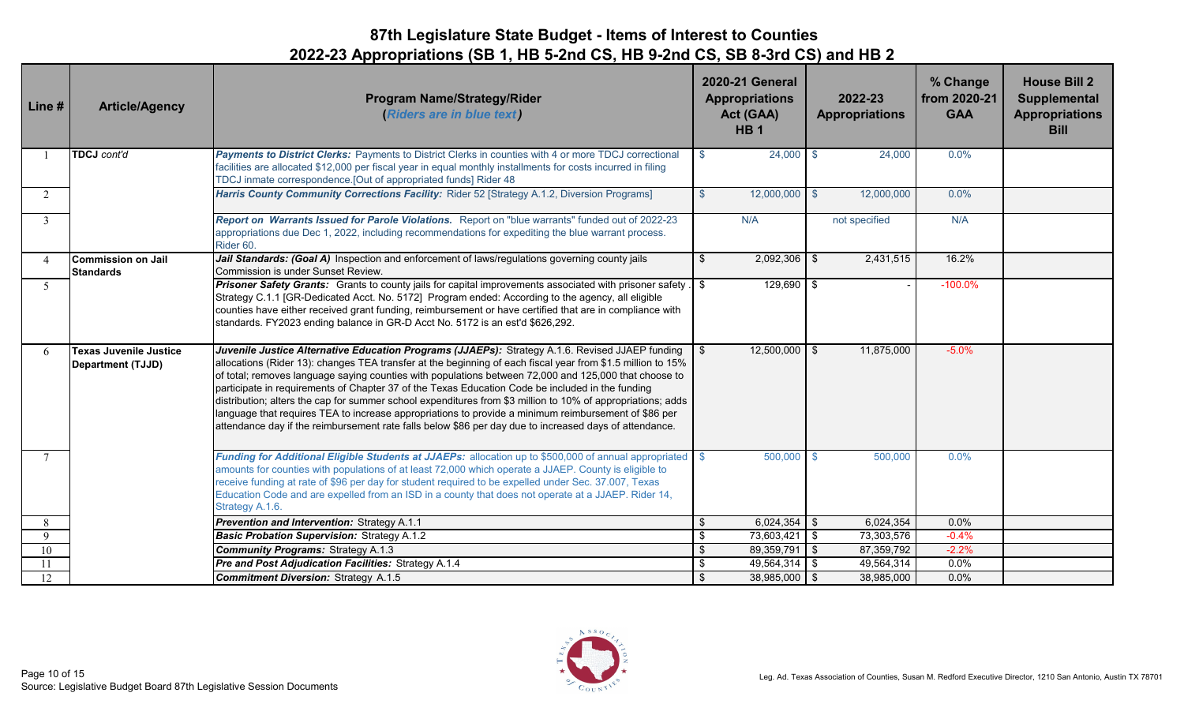# 87th Legislature State Budget - Items of Interest to Counties

## 2022-23 Appropriations (SB 1, HB 5-2nd CS, HB 9-2nd CS, SB 8-3rd CS) and HB 2

| Line # | Article/Agency | Program Name/Strategy/Rider (*Riders are in blue text*) | 2020-21 General Appropriations Act (GAA) HB 1 | 2022-23 Appropriations | % Change from 2020-21 GAA | House Bill 2 Supplemental Appropriations Bill |
|---|---|---|---|---|---|---|
| 1 | **TDCJ** *cont'd* | ***Payments to District Clerks:*** Payments to District Clerks in counties with 4 or more TDCJ correctional facilities are allocated $12,000 per fiscal year in equal monthly installments for costs incurred in filing TDCJ inmate correspondence.[Out of appropriated funds] Rider 48 | $ 24,000 | $ 24,000 | 0.0% | |
| 2 | | ***Harris County Community Corrections Facility:*** Rider 52 [Strategy A.1.2, Diversion Programs] | $ 12,000,000 | $ 12,000,000 | 0.0% | |
| 3 | | ***Report on Warrants Issued for Parole Violations.*** Report on "blue warrants" funded out of 2022-23 appropriations due Dec 1, 2022, including recommendations for expediting the blue warrant process. Rider 60. | N/A | not specified | N/A | |
| 4 | **Commission on Jail Standards** | ***Jail Standards: (Goal A)*** Inspection and enforcement of laws/regulations governing county jails Commission is under Sunset Review. | $ 2,092,306 | $ 2,431,515 | 16.2% | |
| 5 | | ***Prisoner Safety Grants:*** Grants to county jails for capital improvements associated with prisoner safety . Strategy C.1.1 [GR-Dedicated Acct. No. 5172] Program ended: According to the agency, all eligible counties have either received grant funding, reimbursement or have certified that are in compliance with standards. FY2023 ending balance in GR-D Acct No. 5172 is an est'd $626,292. | $ 129,690 | $ - | -100.0% | |
| 6 | **Texas Juvenile Justice Department (TJJD)** | ***Juvenile Justice Alternative Education Programs (JJAEPs):*** Strategy A.1.6. Revised JJAEP funding allocations (Rider 13): changes TEA transfer at the beginning of each fiscal year from $1.5 million to 15% of total; removes language saying counties with populations between 72,000 and 125,000 that choose to participate in requirements of Chapter 37 of the Texas Education Code be included in the funding distribution; alters the cap for summer school expenditures from $3 million to 10% of appropriations; adds language that requires TEA to increase appropriations to provide a minimum reimbursement of $86 per attendance day if the reimbursement rate falls below $86 per day due to increased days of attendance. | $ 12,500,000 | $ 11,875,000 | -5.0% | |
| 7 | | ***Funding for Additional Eligible Students at JJAEPs:*** allocation up to $500,000 of annual appropriated amounts for counties with populations of at least 72,000 which operate a JJAEP. County is eligible to receive funding at rate of $96 per day for student required to be expelled under Sec. 37.007, Texas Education Code and are expelled from an ISD in a county that does not operate at a JJAEP. Rider 14, Strategy A.1.6. | $ 500,000 | $ 500,000 | 0.0% | |
| 8 | | ***Prevention and Intervention:*** Strategy A.1.1 | $ 6,024,354 | $ 6,024,354 | 0.0% | |
| 9 | | ***Basic Probation Supervision:*** Strategy A.1.2 | $ 73,603,421 | $ 73,303,576 | -0.4% | |
| 10 | | ***Community Programs:*** Strategy A.1.3 | $ 89,359,791 | $ 87,359,792 | -2.2% | |
| 11 | | ***Pre and Post Adjudication Facilities:*** Strategy A.1.4 | $ 49,564,314 | $ 49,564,314 | 0.0% | |
| 12 | | ***Commitment Diversion:*** Strategy A.1.5 | $ 38,985,000 | $ 38,985,000 | 0.0% | |

Source: Legislative Budget Board 87th Legislative Session Documents

Leg. Ad. Texas Association of Counties, Susan M. Redford Executive Director, 1210 San Antonio, Austin TX 78701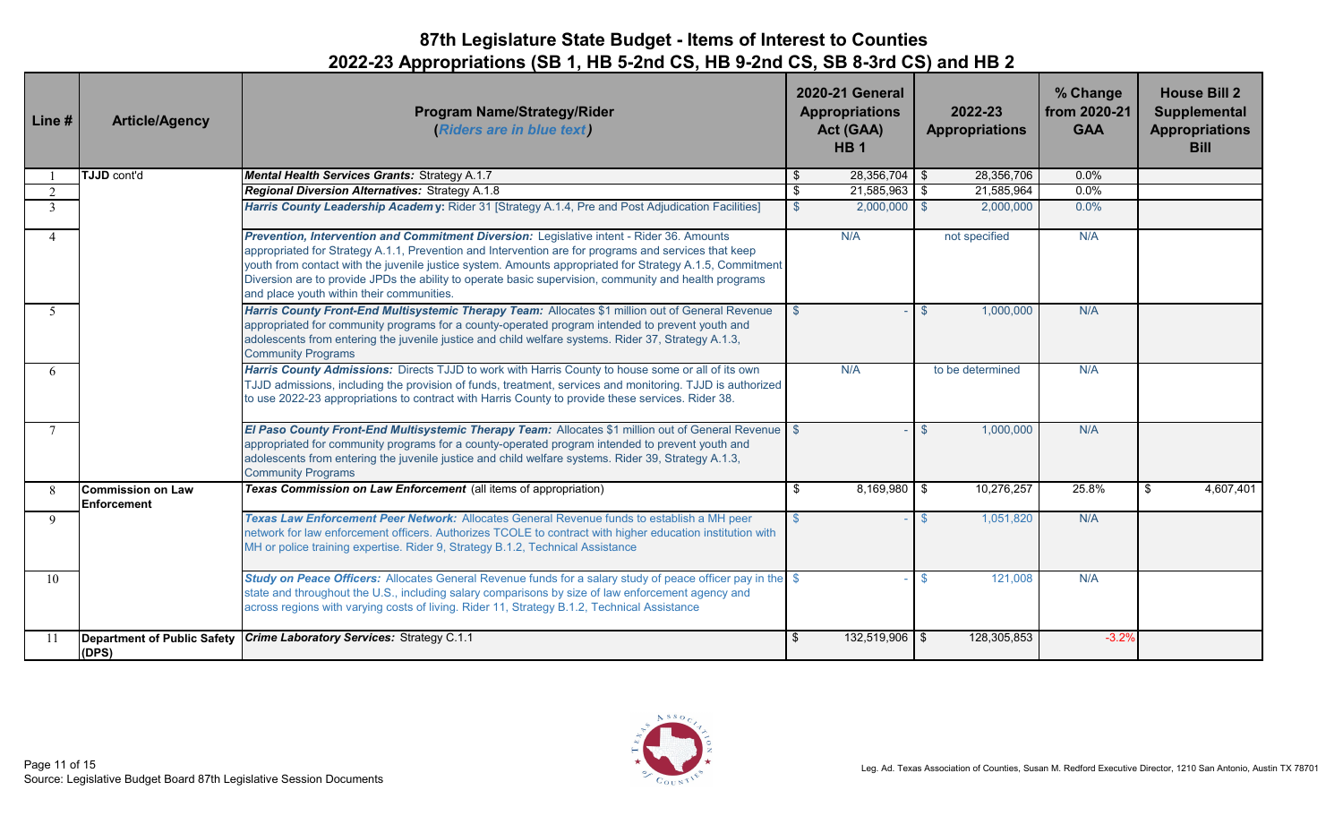# 87th Legislature State Budget - Items of Interest to Counties

## 2022-23 Appropriations (SB 1, HB 5-2nd CS, HB 9-2nd CS, SB 8-3rd CS) and HB 2

| Line # | Article/Agency | Program Name/Strategy/Rider (*Riders are in blue text*) | 2020-21 General Appropriations Act (GAA) HB 1 | 2022-23 Appropriations | % Change from 2020-21 GAA | House Bill 2 Supplemental Appropriations Bill |
|---|---|---|---|---|---|---|
| 1 | **TJJD** cont'd | ***Mental Health Services Grants:*** Strategy A.1.7 | $ 28,356,704 | $ 28,356,706 | 0.0% | |
| 2 | | ***Regional Diversion Alternatives:*** Strategy A.1.8 | $ 21,585,963 | $ 21,585,964 | 0.0% | |
| 3 | | ***Harris County Leadership Academy:*** Rider 31 [Strategy A.1.4, Pre and Post Adjudication Facilities] | $ 2,000,000 | $ 2,000,000 | 0.0% | |
| 4 | | ***Prevention, Intervention and Commitment Diversion:*** Legislative intent - Rider 36. Amounts appropriated for Strategy A.1.1, Prevention and Intervention are for programs and services that keep youth from contact with the juvenile justice system. Amounts appropriated for Strategy A.1.5, Commitment Diversion are to provide JPDs the ability to operate basic supervision, community and health programs and place youth within their communities. | N/A | not specified | N/A | |
| 5 | | ***Harris County Front-End Multisystemic Therapy Team:*** Allocates $1 million out of General Revenue appropriated for community programs for a county-operated program intended to prevent youth and adolescents from entering the juvenile justice and child welfare systems. Rider 37, Strategy A.1.3, Community Programs | $ - | $ 1,000,000 | N/A | |
| 6 | | ***Harris County Admissions:*** Directs TJJD to work with Harris County to house some or all of its own TJJD admissions, including the provision of funds, treatment, services and monitoring. TJJD is authorized to use 2022-23 appropriations to contract with Harris County to provide these services. Rider 38. | N/A | to be determined | N/A | |
| 7 | | ***El Paso County Front-End Multisystemic Therapy Team:*** Allocates $1 million out of General Revenue appropriated for community programs for a county-operated program intended to prevent youth and adolescents from entering the juvenile justice and child welfare systems. Rider 39, Strategy A.1.3, Community Programs | $ - | $ 1,000,000 | N/A | |
| 8 | **Commission on Law Enforcement** | ***Texas Commission on Law Enforcement*** (all items of appropriation) | $ 8,169,980 | $ 10,276,257 | 25.8% | $ 4,607,401 |
| 9 | | ***Texas Law Enforcement Peer Network:*** Allocates General Revenue funds to establish a MH peer network for law enforcement officers. Authorizes TCOLE to contract with higher education institution with MH or police training expertise. Rider 9, Strategy B.1.2, Technical Assistance | $ - | $ 1,051,820 | N/A | |
| 10 | | ***Study on Peace Officers:*** Allocates General Revenue funds for a salary study of peace officer pay in the state and throughout the U.S., including salary comparisons by size of law enforcement agency and across regions with varying costs of living. Rider 11, Strategy B.1.2, Technical Assistance | $ - | $ 121,008 | N/A | |
| 11 | **Department of Public Safety (DPS)** | ***Crime Laboratory Services:*** Strategy C.1.1 | $ 132,519,906 | $ 128,305,853 | -3.2% | |

Source: Legislative Budget Board 87th Legislative Session Documents

Leg. Ad. Texas Association of Counties, Susan M. Redford Executive Director, 1210 San Antonio, Austin TX 78701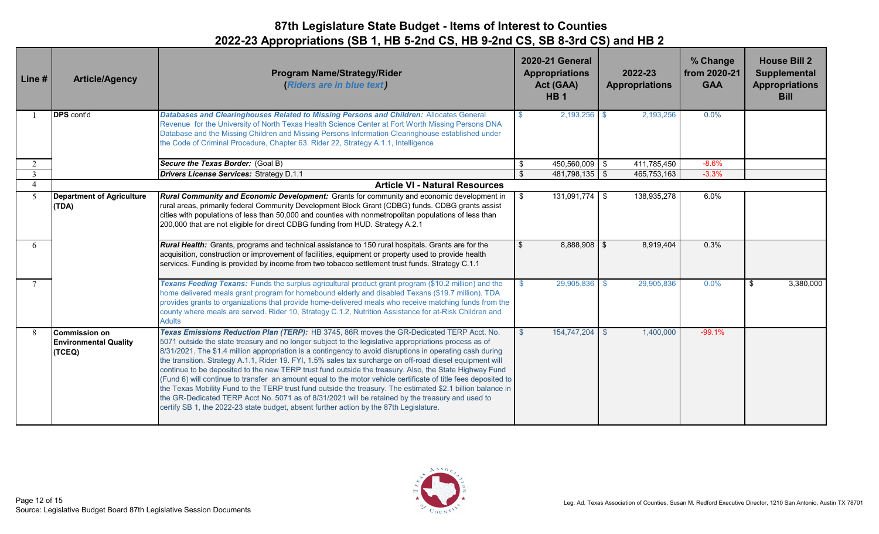# 87th Legislature State Budget - Items of Interest to Counties

## 2022-23 Appropriations (SB 1, HB 5-2nd CS, HB 9-2nd CS, SB 8-3rd CS) and HB 2

| Line # | Article/Agency | Program Name/Strategy/Rider (*Riders are in blue text*) | 2020-21 General Appropriations Act (GAA) HB 1 | 2022-23 Appropriations | % Change from 2020-21 GAA | House Bill 2 Supplemental Appropriations Bill |
|---|---|---|---|---|---|---|
| 1 | **DPS** cont'd | ***Databases and Clearinghouses Related to Missing Persons and Children:*** Allocates General Revenue for the University of North Texas Health Science Center at Fort Worth Missing Persons DNA Database and the Missing Children and Missing Persons Information Clearinghouse established under the Code of Criminal Procedure, Chapter 63. Rider 22, Strategy A.1.1, Intelligence | $ 2,193,256 | $ 2,193,256 | 0.0% | |
| 2 | | ***Secure the Texas Border:*** (Goal B) | $ 450,560,009 | $ 411,785,450 | -8.6% | |
| 3 | | ***Drivers License Services:*** Strategy D.1.1 | $ 481,798,135 | $ 465,753,163 | -3.3% | |
| 4 | | **Article VI - Natural Resources** | | | | |
| 5 | **Department of Agriculture (TDA)** | ***Rural Community and Economic Development:*** Grants for community and economic development in rural areas, primarily federal Community Development Block Grant (CDBG) funds. CDBG grants assist cities with populations of less than 50,000 and counties with nonmetropolitan populations of less than 200,000 that are not eligible for direct CDBG funding from HUD. Strategy A.2.1 | $ 131,091,774 | $ 138,935,278 | 6.0% | |
| 6 | | ***Rural Health:*** Grants, programs and technical assistance to 150 rural hospitals. Grants are for the acquisition, construction or improvement of facilities, equipment or property used to provide health services. Funding is provided by income from two tobacco settlement trust funds. Strategy C.1.1 | $ 8,888,908 | $ 8,919,404 | 0.3% | |
| 7 | | ***Texans Feeding Texans:*** Funds the surplus agricultural product grant program ($10.2 million) and the home delivered meals grant program for homebound elderly and disabled Texans ($19.7 million). TDA provides grants to organizations that provide home-delivered meals who receive matching funds from the county where meals are served. Rider 10, Strategy C.1.2, Nutrition Assistance for at-Risk Children and Adults | $ 29,905,836 | $ 29,905,836 | 0.0% | $ 3,380,000 |
| 8 | **Commission on Environmental Quality (TCEQ)** | ***Texas Emissions Reduction Plan (TERP):*** HB 3745, 86R moves the GR-Dedicated TERP Acct. No. 5071 outside the state treasury and no longer subject to the legislative appropriations process as of 8/31/2021. The $1.4 million appropriation is a contingency to avoid disruptions in operating cash during the transition. Strategy A.1.1, Rider 19. FYI, 1.5% sales tax surcharge on off-road diesel equipment will continue to be deposited to the new TERP trust fund outside the treasury. Also, the State Highway Fund (Fund 6) will continue to transfer an amount equal to the motor vehicle certificate of title fees deposited to the Texas Mobility Fund to the TERP trust fund outside the treasury. The estimated $2.1 billion balance in the GR-Dedicated TERP Acct No. 5071 as of 8/31/2021 will be retained by the treasury and used to certify SB 1, the 2022-23 state budget, absent further action by the 87th Legislature. | $ 154,747,204 | $ 1,400,000 | -99.1% | |

Source: Legislative Budget Board 87th Legislative Session Documents

Leg. Ad. Texas Association of Counties, Susan M. Redford Executive Director, 1210 San Antonio, Austin TX 78701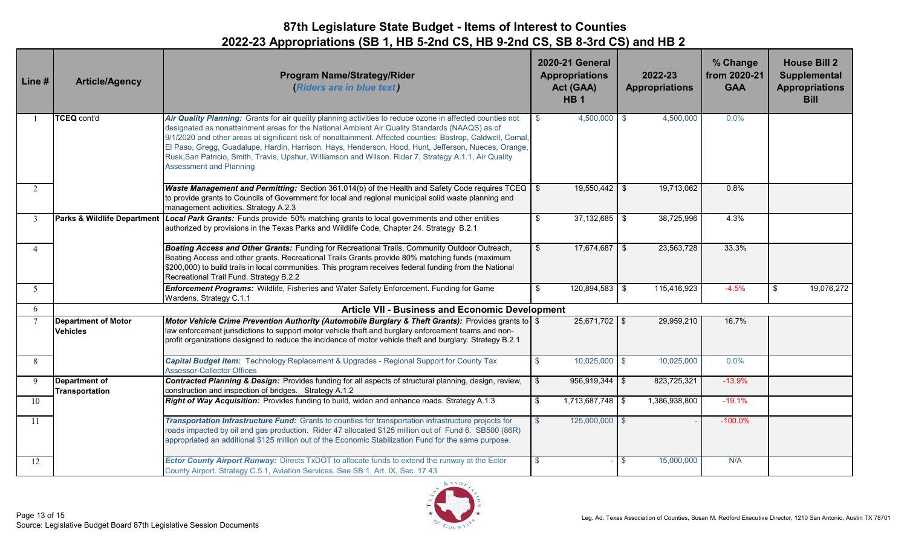# 87th Legislature State Budget - Items of Interest to Counties
## 2022-23 Appropriations (SB 1, HB 5-2nd CS, HB 9-2nd CS, SB 8-3rd CS) and HB 2

| Line # | Article/Agency | Program Name/Strategy/Rider (*Riders are in blue text*) | 2020-21 General Appropriations Act (GAA) HB 1 | 2022-23 Appropriations | % Change from 2020-21 GAA | House Bill 2 Supplemental Appropriations Bill |
|---|---|---|---|---|---|---|
| 1 | **TCEQ** cont'd | ***Air Quality Planning:*** Grants for air quality planning activities to reduce ozone in affected counties not designated as nonattainment areas for the National Ambient Air Quality Standards (NAAQS) as of 9/1/2020 and other areas at significant risk of nonattainment. Affected counties: Bastrop, Caldwell, Comal, El Paso, Gregg, Guadalupe, Hardin, Harrison, Hays, Henderson, Hood, Hunt, Jefferson, Nueces, Orange, Rusk,San Patricio, Smith, Travis, Upshur, Williamson and Wilson. Rider 7, Strategy A.1.1, Air Quality Assessment and Planning | $ 4,500,000 | $ 4,500,000 | 0.0% | |
| 2 | | ***Waste Management and Permitting:*** Section 361.014(b) of the Health and Safety Code requires TCEQ to provide grants to Councils of Government for local and regional municipal solid waste planning and management activities. Strategy A.2.3 | $ 19,550,442 | $ 19,713,062 | 0.8% | |
| 3 | **Parks & Wildlife Department** | ***Local Park Grants:*** Funds provide 50% matching grants to local governments and other entities authorized by provisions in the Texas Parks and Wildlife Code, Chapter 24. Strategy B.2.1 | $ 37,132,685 | $ 38,725,996 | 4.3% | |
| 4 | | ***Boating Access and Other Grants:*** Funding for Recreational Trails, Community Outdoor Outreach, Boating Access and other grants. Recreational Trails Grants provide 80% matching funds (maximum $200,000) to build trails in local communities. This program receives federal funding from the National Recreational Trail Fund. Strategy B.2.2 | $ 17,674,687 | $ 23,563,728 | 33.3% | |
| 5 | | ***Enforcement Programs:*** Wildlife, Fisheries and Water Safety Enforcement. Funding for Game Wardens. Strategy C.1.1 | $ 120,894,583 | $ 115,416,923 | -4.5% | $ 19,076,272 |
| 6 | | **Article VII - Business and Economic Development** | | | | |
| 7 | **Department of Motor Vehicles** | ***Motor Vehicle Crime Prevention Authority (Automobile Burglary & Theft Grants):*** Provides grants to law enforcement jurisdictions to support motor vehicle theft and burglary enforcement teams and non-profit organizations designed to reduce the incidence of motor vehicle theft and burglary. Strategy B.2.1 | $ 25,671,702 | $ 29,959,210 | 16.7% | |
| 8 | | ***Capital Budget Item:*** Technology Replacement & Upgrades - Regional Support for County Tax Assessor-Collector Offices | $ 10,025,000 | $ 10,025,000 | 0.0% | |
| 9 | **Department of Transportation** | ***Contracted Planning & Design:*** Provides funding for all aspects of structural planning, design, review, construction and inspection of bridges. Strategy A.1.2 | $ 956,919,344 | $ 823,725,321 | -13.9% | |
| 10 | | ***Right of Way Acquisition:*** Provides funding to build, widen and enhance roads. Strategy A.1.3 | $ 1,713,687,748 | $ 1,386,938,800 | -19.1% | |
| 11 | | ***Transportation Infrastructure Fund:*** Grants to counties for transportation infrastructure projects for roads impacted by oil and gas production. Rider 47 allocated $125 million out of Fund 6. SB500 (86R) appropriated an additional $125 million out of the Economic Stabilization Fund for the same purpose. | $ 125,000,000 | $ - | -100.0% | |
| 12 | | ***Ector County Airport Runway:*** Directs TxDOT to allocate funds to extend the runway at the Ector County Airport. Strategy C.5.1, Aviation Services. See SB 1, Art. IX, Sec. 17.43 | $ - | $ 15,000,000 | N/A | |

Source: Legislative Budget Board 87th Legislative Session Documents

Leg. Ad. Texas Association of Counties, Susan M. Redford Executive Director, 1210 San Antonio, Austin TX 78701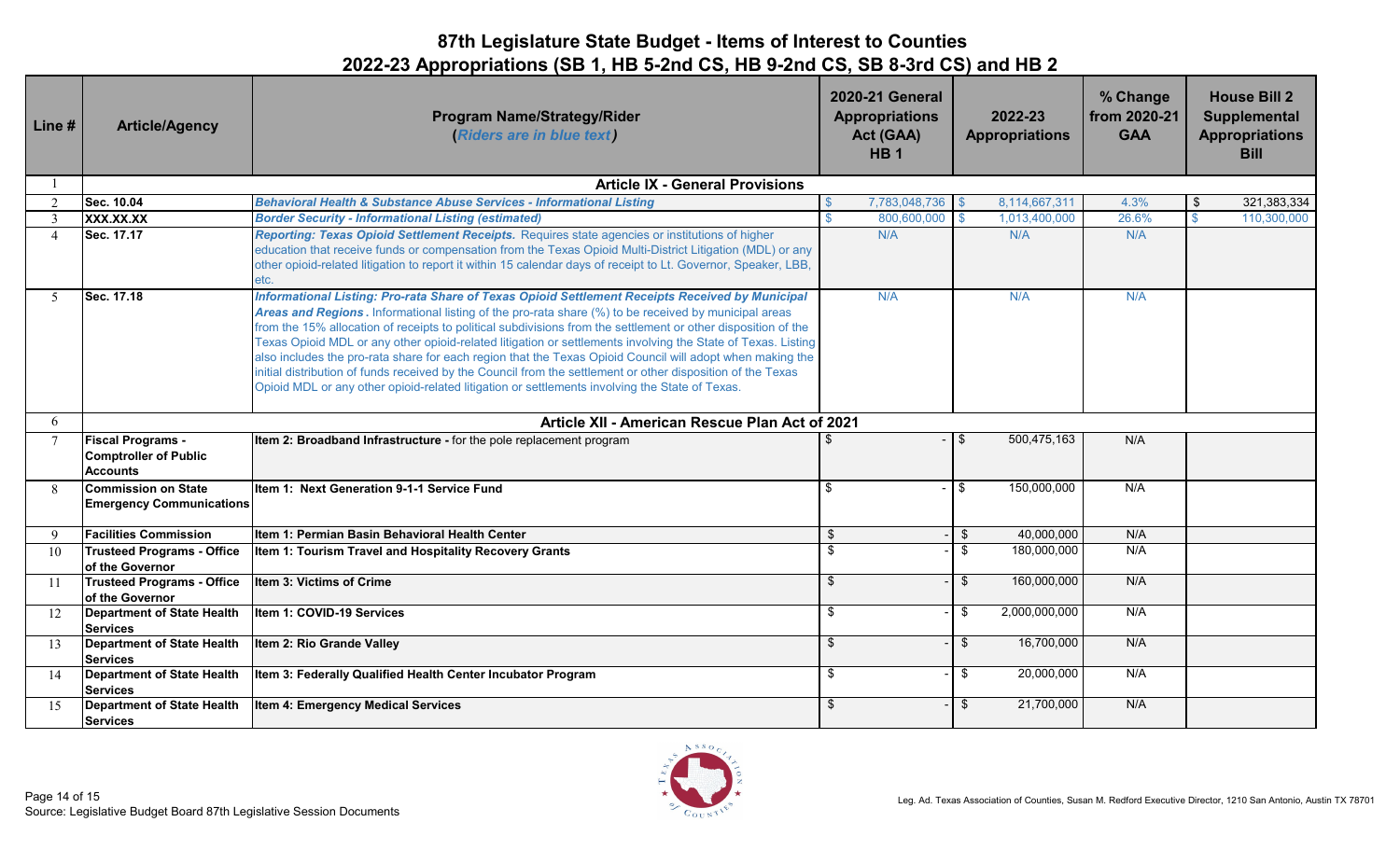# 87th Legislature State Budget - Items of Interest to Counties

## 2022-23 Appropriations (SB 1, HB 5-2nd CS, HB 9-2nd CS, SB 8-3rd CS) and HB 2

| Line # | Article/Agency | Program Name/Strategy/Rider (*Riders are in blue text*) | 2020-21 General Appropriations Act (GAA) HB 1 | 2022-23 Appropriations | % Change from 2020-21 GAA | House Bill 2 Supplemental Appropriations Bill |
|---|---|---|---|---|---|---|
| 1 | **Article IX - General Provisions** | | | | | |
| 2 | **Sec. 10.04** | ***Behavioral Health & Substance Abuse Services - Informational Listing*** | $ 7,783,048,736 | $ 8,114,667,311 | 4.3% | $ 321,383,334 |
| 3 | **XXX.XX.XX** | ***Border Security - Informational Listing (estimated)*** | $ 800,600,000 | $ 1,013,400,000 | 26.6% | $ 110,300,000 |
| 4 | **Sec. 17.17** | ***Reporting: Texas Opioid Settlement Receipts.*** Requires state agencies or institutions of higher education that receive funds or compensation from the Texas Opioid Multi-District Litigation (MDL) or any other opioid-related litigation to report it within 15 calendar days of receipt to Lt. Governor, Speaker, LBB, etc. | N/A | N/A | N/A | |
| 5 | **Sec. 17.18** | ***Informational Listing: Pro-rata Share of Texas Opioid Settlement Receipts Received by Municipal Areas and Regions*** . Informational listing of the pro-rata share (%) to be received by municipal areas from the 15% allocation of receipts to political subdivisions from the settlement or other disposition of the Texas Opioid MDL or any other opioid-related litigation or settlements involving the State of Texas. Listing also includes the pro-rata share for each region that the Texas Opioid Council will adopt when making the initial distribution of funds received by the Council from the settlement or other disposition of the Texas Opioid MDL or any other opioid-related litigation or settlements involving the State of Texas. | N/A | N/A | N/A | |
| 6 | **Article XII - American Rescue Plan Act of 2021** | | | | | |
| 7 | **Fiscal Programs - Comptroller of Public Accounts** | **Item 2: Broadband Infrastructure -** for the pole replacement program | $ - | $ 500,475,163 | N/A | |
| 8 | **Commission on State Emergency Communications** | **Item 1: Next Generation 9-1-1 Service Fund** | $ - | $ 150,000,000 | N/A | |
| 9 | **Facilities Commission** | **Item 1: Permian Basin Behavioral Health Center** | $ - | $ 40,000,000 | N/A | |
| 10 | **Trusteed Programs - Office of the Governor** | **Item 1: Tourism Travel and Hospitality Recovery Grants** | $ - | $ 180,000,000 | N/A | |
| 11 | **Trusteed Programs - Office of the Governor** | **Item 3: Victims of Crime** | $ - | $ 160,000,000 | N/A | |
| 12 | **Department of State Health Services** | **Item 1: COVID-19 Services** | $ - | $ 2,000,000,000 | N/A | |
| 13 | **Department of State Health Services** | **Item 2: Rio Grande Valley** | $ - | $ 16,700,000 | N/A | |
| 14 | **Department of State Health Services** | **Item 3: Federally Qualified Health Center Incubator Program** | $ - | $ 20,000,000 | N/A | |
| 15 | **Department of State Health Services** | **Item 4: Emergency Medical Services** | $ - | $ 21,700,000 | N/A | |

Source: Legislative Budget Board 87th Legislative Session Documents

Leg. Ad. Texas Association of Counties, Susan M. Redford Executive Director, 1210 San Antonio, Austin TX 78701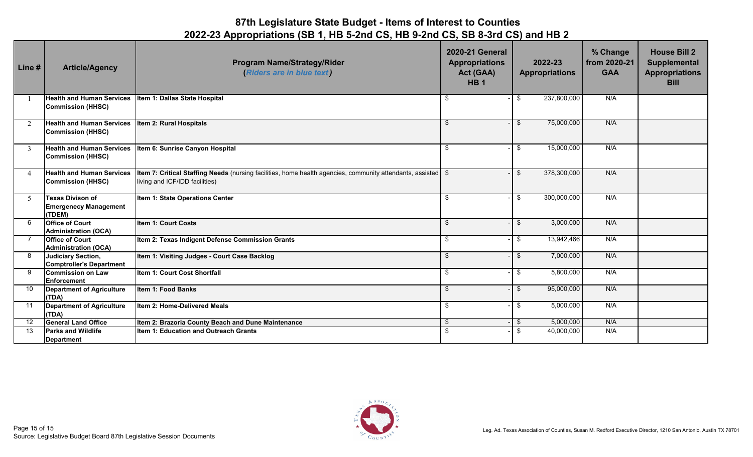# 87th Legislature State Budget - Items of Interest to Counties
## 2022-23 Appropriations (SB 1, HB 5-2nd CS, HB 9-2nd CS, SB 8-3rd CS) and HB 2

| Line # | Article/Agency | Program Name/Strategy/Rider (*Riders are in blue text*) | 2020-21 General Appropriations Act (GAA) HB 1 | 2022-23 Appropriations | % Change from 2020-21 GAA | House Bill 2 Supplemental Appropriations Bill |
|---|---|---|---|---|---|---|
| 1 | **Health and Human Services Commission (HHSC)** | **Item 1: Dallas State Hospital** | $ - | $ 237,800,000 | N/A | |
| 2 | **Health and Human Services Commission (HHSC)** | **Item 2: Rural Hospitals** | $ - | $ 75,000,000 | N/A | |
| 3 | **Health and Human Services Commission (HHSC)** | **Item 6: Sunrise Canyon Hospital** | $ - | $ 15,000,000 | N/A | |
| 4 | **Health and Human Services Commission (HHSC)** | **Item 7: Critical Staffing Needs** (nursing facilities, home health agencies, community attendants, assisted living and ICF/IDD facilities) | $ - | $ 378,300,000 | N/A | |
| 5 | **Texas Divison of Emergency Management (TDEM)** | **Item 1: State Operations Center** | $ - | $ 300,000,000 | N/A | |
| 6 | **Office of Court Administration (OCA)** | **Item 1: Court Costs** | $ - | $ 3,000,000 | N/A | |
| 7 | **Office of Court Administration (OCA)** | **Item 2: Texas Indigent Defense Commission Grants** | $ - | $ 13,942,466 | N/A | |
| 8 | **Judiciary Section, Comptroller's Department** | **Item 1: Visiting Judges - Court Case Backlog** | $ - | $ 7,000,000 | N/A | |
| 9 | **Commission on Law Enforcement** | **Item 1: Court Cost Shortfall** | $ - | $ 5,800,000 | N/A | |
| 10 | **Department of Agriculture (TDA)** | **Item 1: Food Banks** | $ - | $ 95,000,000 | N/A | |
| 11 | **Department of Agriculture (TDA)** | **Item 2: Home-Delivered Meals** | $ - | $ 5,000,000 | N/A | |
| 12 | **General Land Office** | **Item 2: Brazoria County Beach and Dune Maintenance** | $ - | $ 5,000,000 | N/A | |
| 13 | **Parks and Wildlife Department** | **Item 1: Education and Outreach Grants** | $ - | $ 40,000,000 | N/A | |

Source: Legislative Budget Board 87th Legislative Session Documents

Leg. Ad. Texas Association of Counties, Susan M. Redford Executive Director, 1210 San Antonio, Austin TX 78701